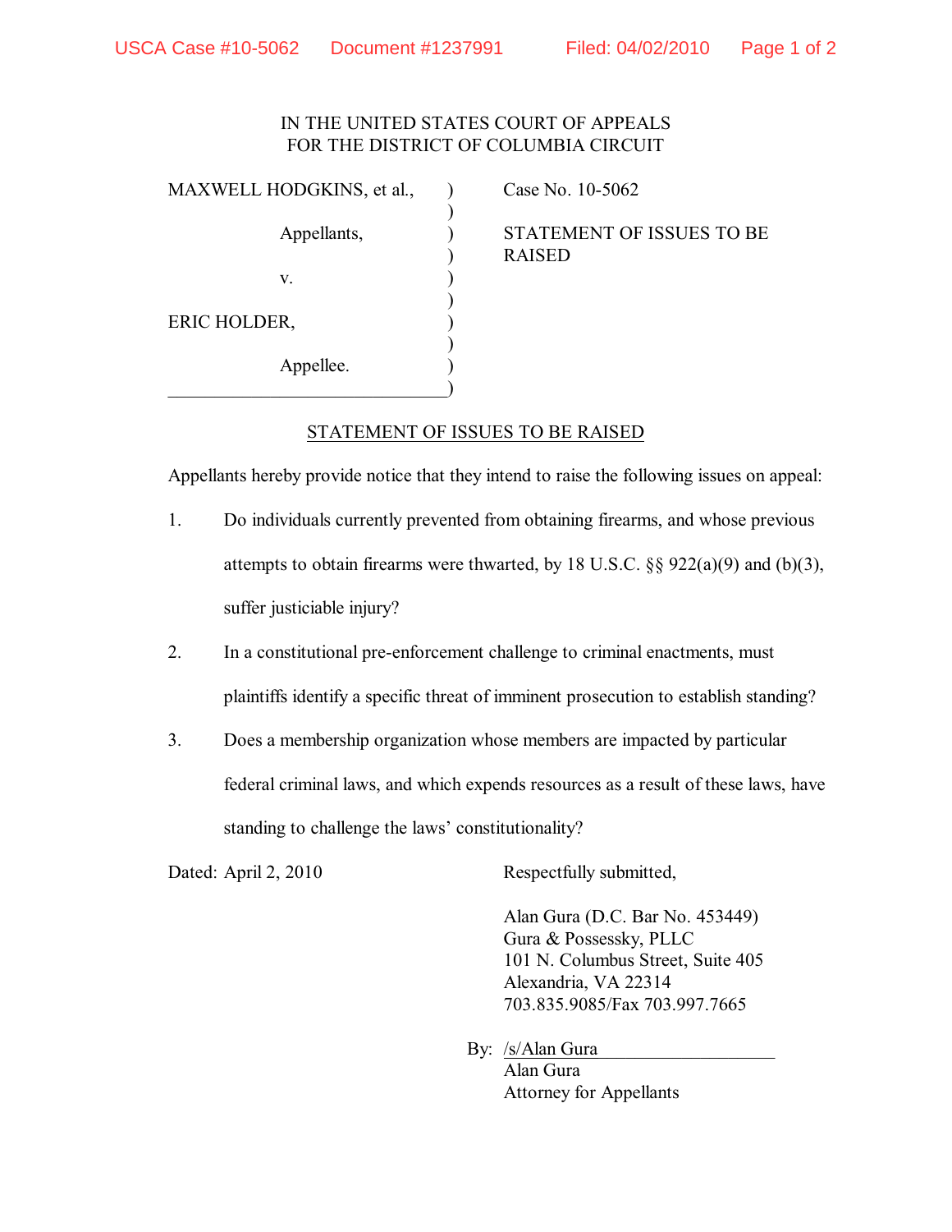IN THE UNITED STATES COURT OF APPEALS
FOR THE DISTRICT OF COLUMBIA CIRCUIT

MAXWELL HODGKINS, et al.,

Appellants,

v.

ERIC HOLDER,

Appellee.

Case No. 10-5062

STATEMENT OF ISSUES TO BE RAISED

## STATEMENT OF ISSUES TO BE RAISED

Appellants hereby provide notice that they intend to raise the following issues on appeal:

1. Do individuals currently prevented from obtaining firearms, and whose previous attempts to obtain firearms were thwarted, by 18 U.S.C. §§ 922(a)(9) and (b)(3), suffer justiciable injury?

2. In a constitutional pre-enforcement challenge to criminal enactments, must plaintiffs identify a specific threat of imminent prosecution to establish standing?

3. Does a membership organization whose members are impacted by particular federal criminal laws, and which expends resources as a result of these laws, have standing to challenge the laws' constitutionality?

Dated: April 2, 2010

Respectfully submitted,

Alan Gura (D.C. Bar No. 453449)
Gura & Possessky, PLLC
101 N. Columbus Street, Suite 405
Alexandria, VA 22314
703.835.9085/Fax 703.997.7665

By: /s/Alan Gura
Alan Gura
Attorney for Appellants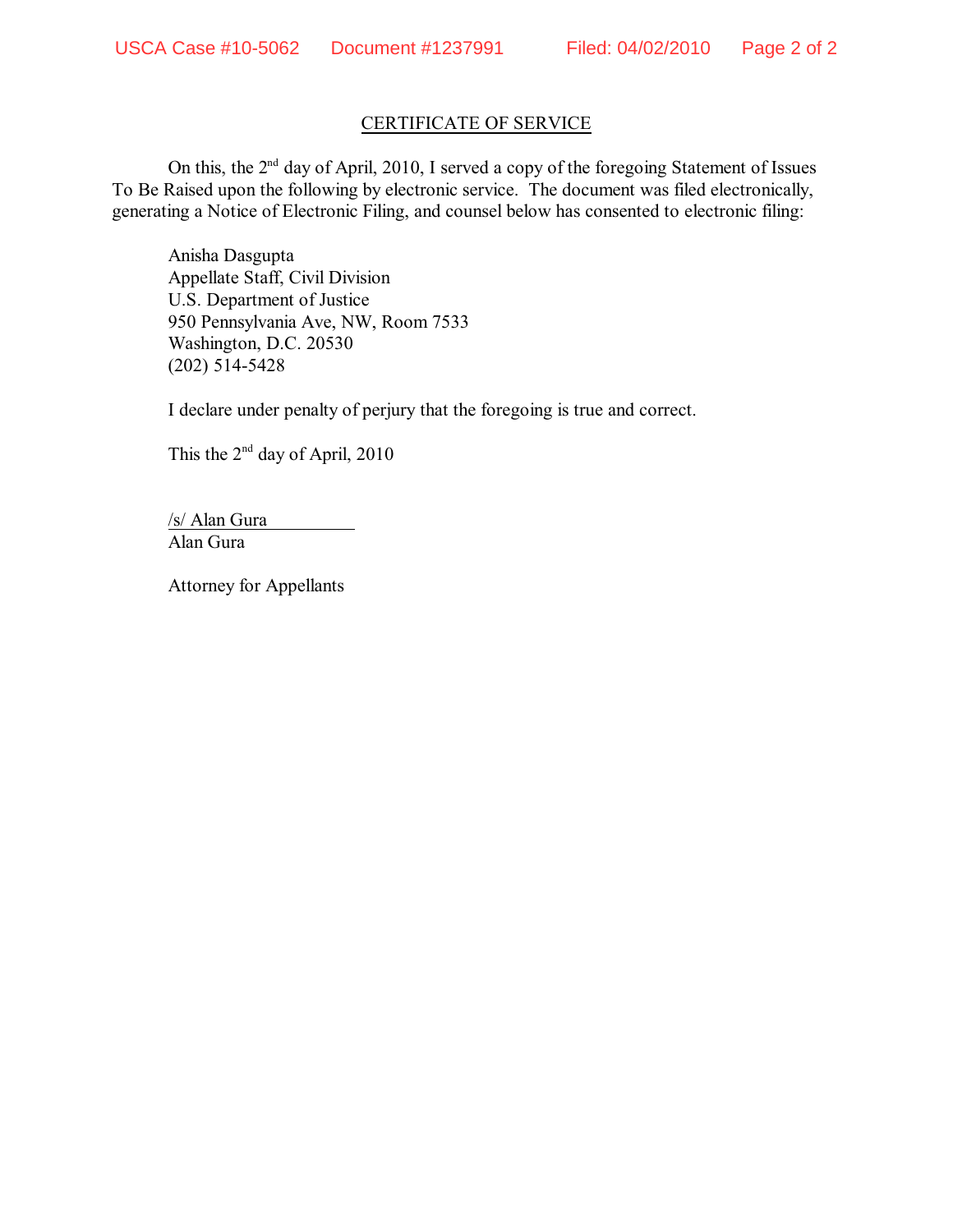## CERTIFICATE OF SERVICE

On this, the 2nd day of April, 2010, I served a copy of the foregoing Statement of Issues To Be Raised upon the following by electronic service. The document was filed electronically, generating a Notice of Electronic Filing, and counsel below has consented to electronic filing:

Anisha Dasgupta
Appellate Staff, Civil Division
U.S. Department of Justice
950 Pennsylvania Ave, NW, Room 7533
Washington, D.C. 20530
(202) 514-5428

I declare under penalty of perjury that the foregoing is true and correct.

This the 2nd day of April, 2010

/s/ Alan Gura
Alan Gura

Attorney for Appellants